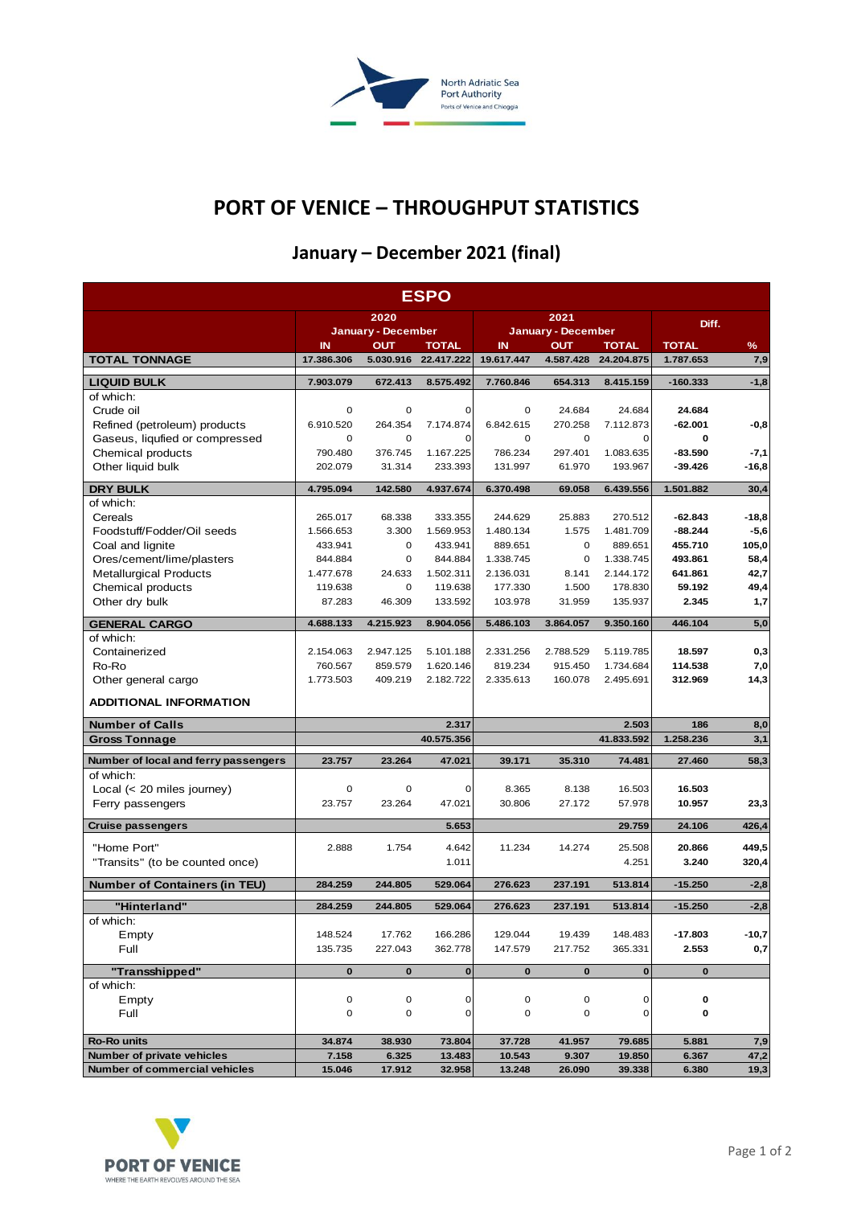# PORT OF VENICE – THROUGHPUT STATISTICS

## January – December 2021 (final)

| ESPO | 2020 January - December | | | 2021 January - December | | | Diff. | |
|---|---|---|---|---|---|---|---|---|
| | IN | OUT | TOTAL | IN | OUT | TOTAL | TOTAL | % |
| **TOTAL TONNAGE** | **17.386.306** | **5.030.916** | **22.417.222** | **19.617.447** | **4.587.428** | **24.204.875** | **1.787.653** | **7,9** |
| **LIQUID BULK** | **7.903.079** | **672.413** | **8.575.492** | **7.760.846** | **654.313** | **8.415.159** | **-160.333** | **-1,8** |
| of which: | | | | | | | | |
| Crude oil | 0 | 0 | 0 | 0 | 24.684 | 24.684 | **24.684** | |
| Refined (petroleum) products | 6.910.520 | 264.354 | 7.174.874 | 6.842.615 | 270.258 | 7.112.873 | **-62.001** | **-0,8** |
| Gaseus, liqufied or compressed | 0 | 0 | 0 | 0 | 0 | 0 | **0** | |
| Chemical products | 790.480 | 376.745 | 1.167.225 | 786.234 | 297.401 | 1.083.635 | **-83.590** | **-7,1** |
| Other liquid bulk | 202.079 | 31.314 | 233.393 | 131.997 | 61.970 | 193.967 | **-39.426** | **-16,8** |
| **DRY BULK** | **4.795.094** | **142.580** | **4.937.674** | **6.370.498** | **69.058** | **6.439.556** | **1.501.882** | **30,4** |
| of which: | | | | | | | | |
| Cereals | 265.017 | 68.338 | 333.355 | 244.629 | 25.883 | 270.512 | **-62.843** | **-18,8** |
| Foodstuff/Fodder/Oil seeds | 1.566.653 | 3.300 | 1.569.953 | 1.480.134 | 1.575 | 1.481.709 | **-88.244** | **-5,6** |
| Coal and lignite | 433.941 | 0 | 433.941 | 889.651 | 0 | 889.651 | **455.710** | **105,0** |
| Ores/cement/lime/plasters | 844.884 | 0 | 844.884 | 1.338.745 | 0 | 1.338.745 | **493.861** | **58,4** |
| Metallurgical Products | 1.477.678 | 24.633 | 1.502.311 | 2.136.031 | 8.141 | 2.144.172 | **641.861** | **42,7** |
| Chemical products | 119.638 | 0 | 119.638 | 177.330 | 1.500 | 178.830 | **59.192** | **49,4** |
| Other dry bulk | 87.283 | 46.309 | 133.592 | 103.978 | 31.959 | 135.937 | **2.345** | **1,7** |
| **GENERAL CARGO** | **4.688.133** | **4.215.923** | **8.904.056** | **5.486.103** | **3.864.057** | **9.350.160** | **446.104** | **5,0** |
| of which: | | | | | | | | |
| Containerized | 2.154.063 | 2.947.125 | 5.101.188 | 2.331.256 | 2.788.529 | 5.119.785 | **18.597** | **0,3** |
| Ro-Ro | 760.567 | 859.579 | 1.620.146 | 819.234 | 915.450 | 1.734.684 | **114.538** | **7,0** |
| Other general cargo | 1.773.503 | 409.219 | 2.182.722 | 2.335.613 | 160.078 | 2.495.691 | **312.969** | **14,3** |
| **ADDITIONAL INFORMATION** | | | | | | | | |
| **Number of Calls** | | | **2.317** | | | **2.503** | **186** | **8,0** |
| **Gross Tonnage** | | | **40.575.356** | | | **41.833.592** | **1.258.236** | **3,1** |
| **Number of local and ferry passengers** | **23.757** | **23.264** | **47.021** | **39.171** | **35.310** | **74.481** | **27.460** | **58,3** |
| of which: | | | | | | | | |
| Local (< 20 miles journey) | 0 | 0 | 0 | 8.365 | 8.138 | 16.503 | **16.503** | |
| Ferry passengers | 23.757 | 23.264 | 47.021 | 30.806 | 27.172 | 57.978 | **10.957** | **23,3** |
| **Cruise passengers** | | | **5.653** | | | **29.759** | **24.106** | **426,4** |
| "Home Port" | 2.888 | 1.754 | 4.642 | 11.234 | 14.274 | 25.508 | **20.866** | **449,5** |
| "Transits" (to be counted once) | | | 1.011 | | | 4.251 | **3.240** | **320,4** |
| **Number of Containers (in TEU)** | **284.259** | **244.805** | **529.064** | **276.623** | **237.191** | **513.814** | **-15.250** | **-2,8** |
| **"Hinterland"** | **284.259** | **244.805** | **529.064** | **276.623** | **237.191** | **513.814** | **-15.250** | **-2,8** |
| of which: | | | | | | | | |
| Empty | 148.524 | 17.762 | 166.286 | 129.044 | 19.439 | 148.483 | **-17.803** | **-10,7** |
| Full | 135.735 | 227.043 | 362.778 | 147.579 | 217.752 | 365.331 | **2.553** | **0,7** |
| **"Transshipped"** | **0** | **0** | **0** | **0** | **0** | **0** | **0** | |
| of which: | | | | | | | | |
| Empty | 0 | 0 | 0 | 0 | 0 | 0 | **0** | |
| Full | 0 | 0 | 0 | 0 | 0 | 0 | **0** | |
| **Ro-Ro units** | **34.874** | **38.930** | **73.804** | **37.728** | **41.957** | **79.685** | **5.881** | **7,9** |
| **Number of private vehicles** | **7.158** | **6.325** | **13.483** | **10.543** | **9.307** | **19.850** | **6.367** | **47,2** |
| **Number of commercial vehicles** | **15.046** | **17.912** | **32.958** | **13.248** | **26.090** | **39.338** | **6.380** | **19,3** |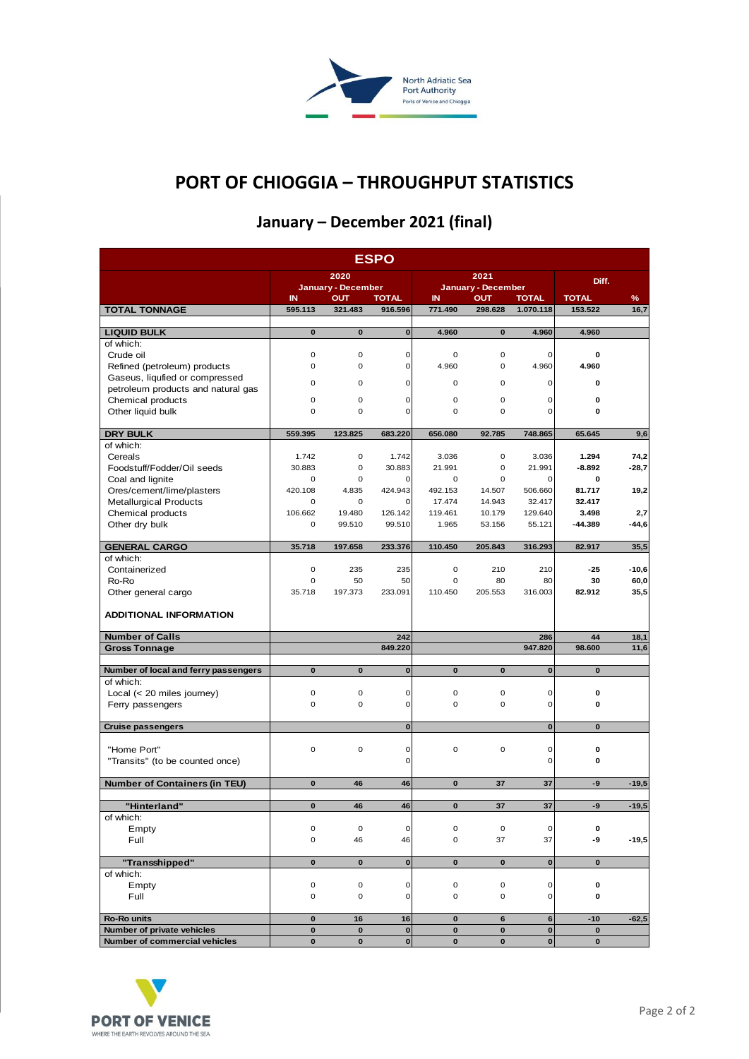North Adriatic Sea Port Authority
Ports of Venice and Chioggia

# PORT OF CHIOGGIA – THROUGHPUT STATISTICS

## January – December 2021 (final)

| ESPO | 2020 January - December | | | 2021 January - December | | | Diff. | |
|---|---|---|---|---|---|---|---|---|
| | IN | OUT | TOTAL | IN | OUT | TOTAL | TOTAL | % |
| **TOTAL TONNAGE** | 595.113 | 321.483 | 916.596 | 771.490 | 298.628 | 1.070.118 | 153.522 | 16,7 |
| **LIQUID BULK** | 0 | 0 | 0 | 4.960 | 0 | 4.960 | 4.960 | |
| of which: | | | | | | | | |
| Crude oil | 0 | 0 | 0 | 0 | 0 | 0 | 0 | |
| Refined (petroleum) products | 0 | 0 | 0 | 4.960 | 0 | 4.960 | 4.960 | |
| Gaseus, liqufied or compressed petroleum products and natural gas | 0 | 0 | 0 | 0 | 0 | 0 | 0 | |
| Chemical products | 0 | 0 | 0 | 0 | 0 | 0 | 0 | |
| Other liquid bulk | 0 | 0 | 0 | 0 | 0 | 0 | 0 | |
| **DRY BULK** | 559.395 | 123.825 | 683.220 | 656.080 | 92.785 | 748.865 | 65.645 | 9,6 |
| of which: | | | | | | | | |
| Cereals | 1.742 | 0 | 1.742 | 3.036 | 0 | 3.036 | 1.294 | 74,2 |
| Foodstuff/Fodder/Oil seeds | 30.883 | 0 | 30.883 | 21.991 | 0 | 21.991 | -8.892 | -28,7 |
| Coal and lignite | 0 | 0 | 0 | 0 | 0 | 0 | 0 | |
| Ores/cement/lime/plasters | 420.108 | 4.835 | 424.943 | 492.153 | 14.507 | 506.660 | 81.717 | 19,2 |
| Metallurgical Products | 0 | 0 | 0 | 17.474 | 14.943 | 32.417 | 32.417 | |
| Chemical products | 106.662 | 19.480 | 126.142 | 119.461 | 10.179 | 129.640 | 3.498 | 2,7 |
| Other dry bulk | 0 | 99.510 | 99.510 | 1.965 | 53.156 | 55.121 | -44.389 | -44,6 |
| **GENERAL CARGO** | 35.718 | 197.658 | 233.376 | 110.450 | 205.843 | 316.293 | 82.917 | 35,5 |
| of which: | | | | | | | | |
| Containerized | 0 | 235 | 235 | 0 | 210 | 210 | -25 | -10,6 |
| Ro-Ro | 0 | 50 | 50 | 0 | 80 | 80 | 30 | 60,0 |
| Other general cargo | 35.718 | 197.373 | 233.091 | 110.450 | 205.553 | 316.003 | 82.912 | 35,5 |
| **ADDITIONAL INFORMATION** | | | | | | | | |
| **Number of Calls** | | | 242 | | | 286 | 44 | 18,1 |
| **Gross Tonnage** | | | 849.220 | | | 947.820 | 98.600 | 11,6 |
| **Number of local and ferry passengers** | 0 | 0 | 0 | 0 | 0 | 0 | 0 | |
| of which: | | | | | | | | |
| Local (< 20 miles journey) | 0 | 0 | 0 | 0 | 0 | 0 | 0 | |
| Ferry passengers | 0 | 0 | 0 | 0 | 0 | 0 | 0 | |
| **Cruise passengers** | | | 0 | | | 0 | 0 | |
| "Home Port" | 0 | 0 | 0 | 0 | 0 | 0 | 0 | |
| "Transits" (to be counted once) | | | 0 | | | 0 | 0 | |
| **Number of Containers (in TEU)** | 0 | 46 | 46 | 0 | 37 | 37 | -9 | -19,5 |
| **"Hinterland"** | 0 | 46 | 46 | 0 | 37 | 37 | -9 | -19,5 |
| of which: | | | | | | | | |
| Empty | 0 | 0 | 0 | 0 | 0 | 0 | 0 | |
| Full | 0 | 46 | 46 | 0 | 37 | 37 | -9 | -19,5 |
| **"Transshipped"** | 0 | 0 | 0 | 0 | 0 | 0 | 0 | |
| of which: | | | | | | | | |
| Empty | 0 | 0 | 0 | 0 | 0 | 0 | 0 | |
| Full | 0 | 0 | 0 | 0 | 0 | 0 | 0 | |
| **Ro-Ro units** | 0 | 16 | 16 | 0 | 6 | 6 | -10 | -62,5 |
| **Number of private vehicles** | 0 | 0 | 0 | 0 | 0 | 0 | 0 | |
| **Number of commercial vehicles** | 0 | 0 | 0 | 0 | 0 | 0 | 0 | |

PORT OF VENICE
WHERE THE EARTH REVOLVES AROUND THE SEA